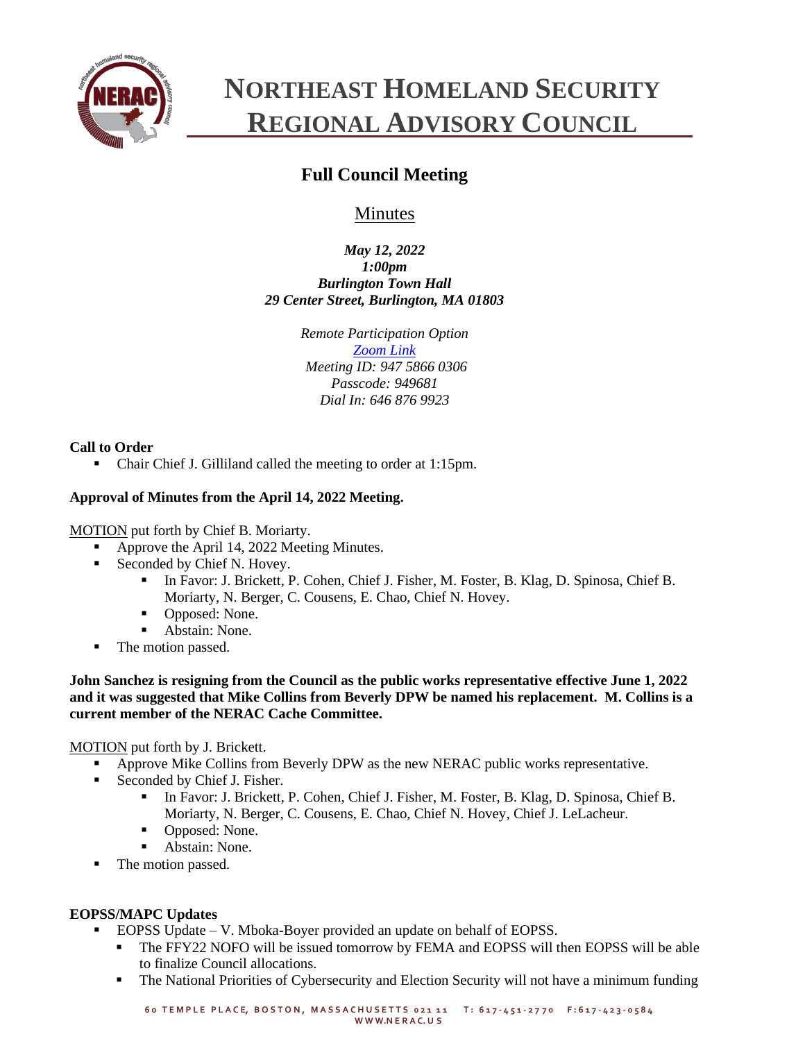# NORTHEAST HOMELAND SECURITY REGIONAL ADVISORY COUNCIL

## Full Council Meeting

Minutes

*May 12, 2022*
*1:00pm*
*Burlington Town Hall*
*29 Center Street, Burlington, MA 01803*

*Remote Participation Option*
*[Zoom Link]*
*Meeting ID: 947 5866 0306*
*Passcode: 949681*
*Dial In: 646 876 9923*

**Call to Order**

- Chair Chief J. Gilliland called the meeting to order at 1:15pm.

**Approval of Minutes from the April 14, 2022 Meeting.**

MOTION put forth by Chief B. Moriarty.

- Approve the April 14, 2022 Meeting Minutes.
- Seconded by Chief N. Hovey.
  - In Favor: J. Brickett, P. Cohen, Chief J. Fisher, M. Foster, B. Klag, D. Spinosa, Chief B. Moriarty, N. Berger, C. Cousens, E. Chao, Chief N. Hovey.
  - Opposed: None.
  - Abstain: None.
- The motion passed.

**John Sanchez is resigning from the Council as the public works representative effective June 1, 2022 and it was suggested that Mike Collins from Beverly DPW be named his replacement. M. Collins is a current member of the NERAC Cache Committee.**

MOTION put forth by J. Brickett.

- Approve Mike Collins from Beverly DPW as the new NERAC public works representative.
- Seconded by Chief J. Fisher.
  - In Favor: J. Brickett, P. Cohen, Chief J. Fisher, M. Foster, B. Klag, D. Spinosa, Chief B. Moriarty, N. Berger, C. Cousens, E. Chao, Chief N. Hovey, Chief J. LeLacheur.
  - Opposed: None.
  - Abstain: None.
- The motion passed.

**EOPSS/MAPC Updates**

- EOPSS Update – V. Mboka-Boyer provided an update on behalf of EOPSS.
  - The FFY22 NOFO will be issued tomorrow by FEMA and EOPSS will then EOPSS will be able to finalize Council allocations.
  - The National Priorities of Cybersecurity and Election Security will not have a minimum funding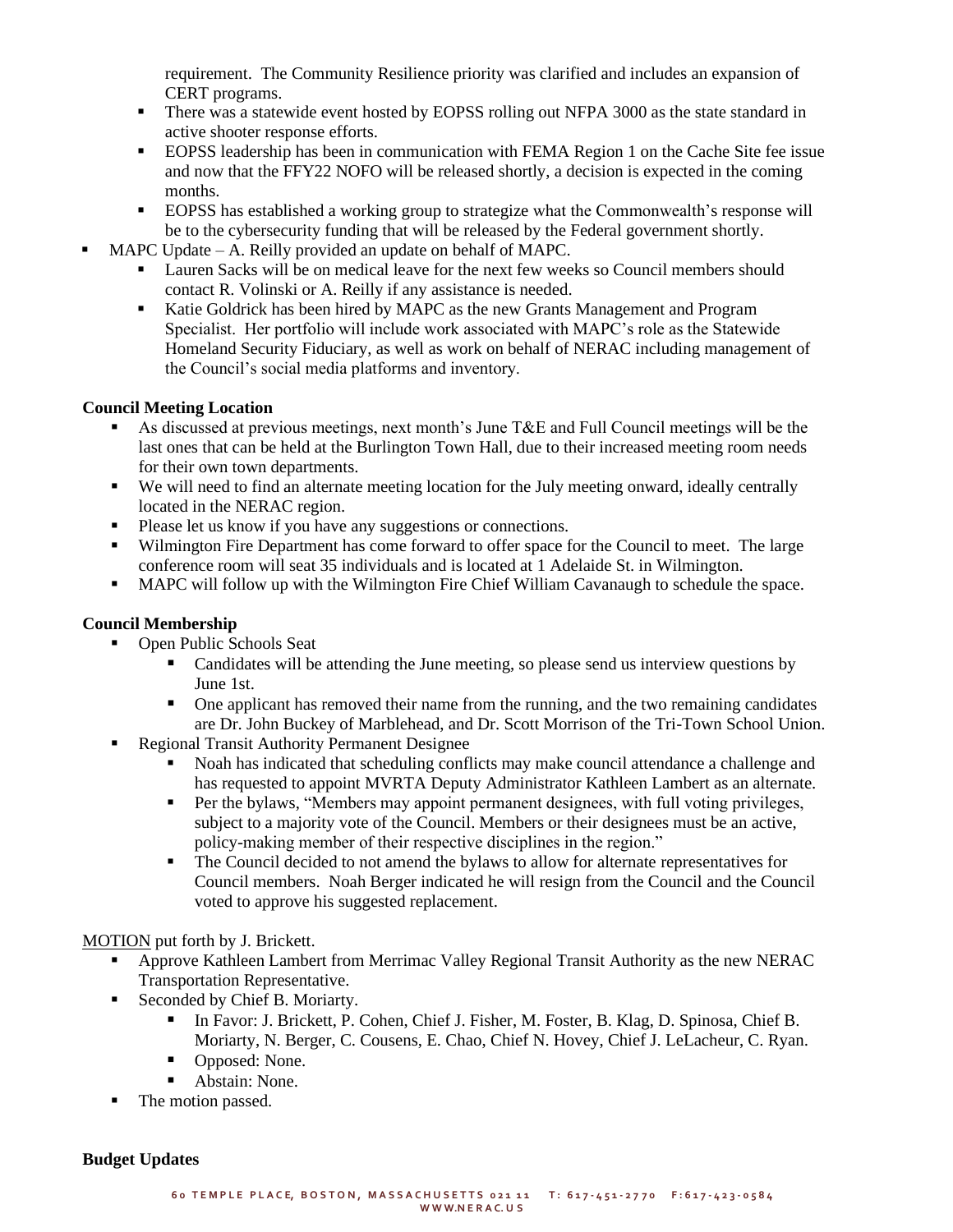requirement. The Community Resilience priority was clarified and includes an expansion of CERT programs.

  - There was a statewide event hosted by EOPSS rolling out NFPA 3000 as the state standard in active shooter response efforts.
  - EOPSS leadership has been in communication with FEMA Region 1 on the Cache Site fee issue and now that the FFY22 NOFO will be released shortly, a decision is expected in the coming months.
  - EOPSS has established a working group to strategize what the Commonwealth's response will be to the cybersecurity funding that will be released by the Federal government shortly.
- MAPC Update – A. Reilly provided an update on behalf of MAPC.
  - Lauren Sacks will be on medical leave for the next few weeks so Council members should contact R. Volinski or A. Reilly if any assistance is needed.
  - Katie Goldrick has been hired by MAPC as the new Grants Management and Program Specialist. Her portfolio will include work associated with MAPC's role as the Statewide Homeland Security Fiduciary, as well as work on behalf of NERAC including management of the Council's social media platforms and inventory.

**Council Meeting Location**

- As discussed at previous meetings, next month's June T&E and Full Council meetings will be the last ones that can be held at the Burlington Town Hall, due to their increased meeting room needs for their own town departments.
- We will need to find an alternate meeting location for the July meeting onward, ideally centrally located in the NERAC region.
- Please let us know if you have any suggestions or connections.
- Wilmington Fire Department has come forward to offer space for the Council to meet. The large conference room will seat 35 individuals and is located at 1 Adelaide St. in Wilmington.
- MAPC will follow up with the Wilmington Fire Chief William Cavanaugh to schedule the space.

**Council Membership**

- Open Public Schools Seat
  - Candidates will be attending the June meeting, so please send us interview questions by June 1st.
  - One applicant has removed their name from the running, and the two remaining candidates are Dr. John Buckey of Marblehead, and Dr. Scott Morrison of the Tri-Town School Union.
- Regional Transit Authority Permanent Designee
  - Noah has indicated that scheduling conflicts may make council attendance a challenge and has requested to appoint MVRTA Deputy Administrator Kathleen Lambert as an alternate.
  - Per the bylaws, "Members may appoint permanent designees, with full voting privileges, subject to a majority vote of the Council. Members or their designees must be an active, policy-making member of their respective disciplines in the region."
  - The Council decided to not amend the bylaws to allow for alternate representatives for Council members. Noah Berger indicated he will resign from the Council and the Council voted to approve his suggested replacement.

<u>MOTION</u> put forth by J. Brickett.

- Approve Kathleen Lambert from Merrimac Valley Regional Transit Authority as the new NERAC Transportation Representative.
- Seconded by Chief B. Moriarty.
  - In Favor: J. Brickett, P. Cohen, Chief J. Fisher, M. Foster, B. Klag, D. Spinosa, Chief B. Moriarty, N. Berger, C. Cousens, E. Chao, Chief N. Hovey, Chief J. LeLacheur, C. Ryan.
  - Opposed: None.
  - Abstain: None.
- The motion passed.

**Budget Updates**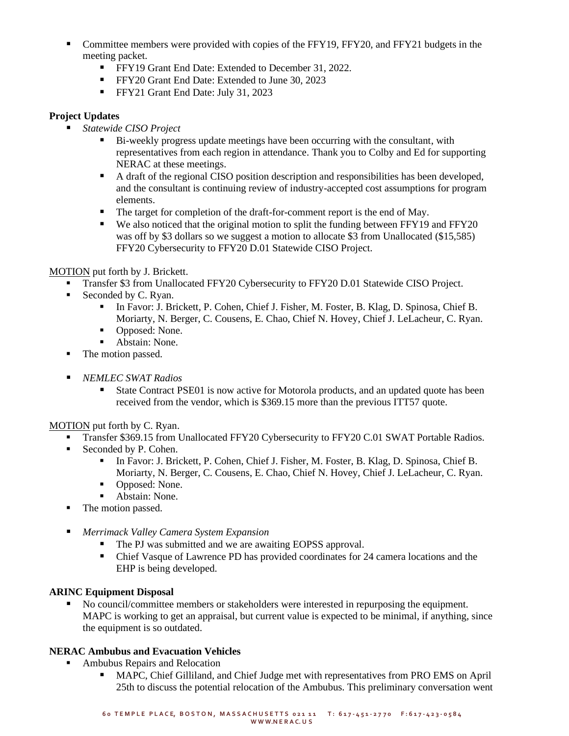- Committee members were provided with copies of the FFY19, FFY20, and FFY21 budgets in the meeting packet.
  - FFY19 Grant End Date: Extended to December 31, 2022.
  - FFY20 Grant End Date: Extended to June 30, 2023
  - FFY21 Grant End Date: July 31, 2023

**Project Updates**

- *Statewide CISO Project*
  - Bi-weekly progress update meetings have been occurring with the consultant, with representatives from each region in attendance. Thank you to Colby and Ed for supporting NERAC at these meetings.
  - A draft of the regional CISO position description and responsibilities has been developed, and the consultant is continuing review of industry-accepted cost assumptions for program elements.
  - The target for completion of the draft-for-comment report is the end of May.
  - We also noticed that the original motion to split the funding between FFY19 and FFY20 was off by $3 dollars so we suggest a motion to allocate $3 from Unallocated ($15,585) FFY20 Cybersecurity to FFY20 D.01 Statewide CISO Project.

<u>MOTION</u> put forth by J. Brickett.

- Transfer $3 from Unallocated FFY20 Cybersecurity to FFY20 D.01 Statewide CISO Project.
- Seconded by C. Ryan.
  - In Favor: J. Brickett, P. Cohen, Chief J. Fisher, M. Foster, B. Klag, D. Spinosa, Chief B. Moriarty, N. Berger, C. Cousens, E. Chao, Chief N. Hovey, Chief J. LeLacheur, C. Ryan.
  - Opposed: None.
  - Abstain: None.
- The motion passed.

- *NEMLEC SWAT Radios*
  - State Contract PSE01 is now active for Motorola products, and an updated quote has been received from the vendor, which is $369.15 more than the previous ITT57 quote.

<u>MOTION</u> put forth by C. Ryan.

- Transfer $369.15 from Unallocated FFY20 Cybersecurity to FFY20 C.01 SWAT Portable Radios.
- Seconded by P. Cohen.
  - In Favor: J. Brickett, P. Cohen, Chief J. Fisher, M. Foster, B. Klag, D. Spinosa, Chief B. Moriarty, N. Berger, C. Cousens, E. Chao, Chief N. Hovey, Chief J. LeLacheur, C. Ryan.
  - Opposed: None.
  - Abstain: None.
- The motion passed.

- *Merrimack Valley Camera System Expansion*
  - The PJ was submitted and we are awaiting EOPSS approval.
  - Chief Vasque of Lawrence PD has provided coordinates for 24 camera locations and the EHP is being developed.

**ARINC Equipment Disposal**

- No council/committee members or stakeholders were interested in repurposing the equipment. MAPC is working to get an appraisal, but current value is expected to be minimal, if anything, since the equipment is so outdated.

**NERAC Ambubus and Evacuation Vehicles**

- Ambubus Repairs and Relocation
  - MAPC, Chief Gilliland, and Chief Judge met with representatives from PRO EMS on April 25th to discuss the potential relocation of the Ambubus. This preliminary conversation went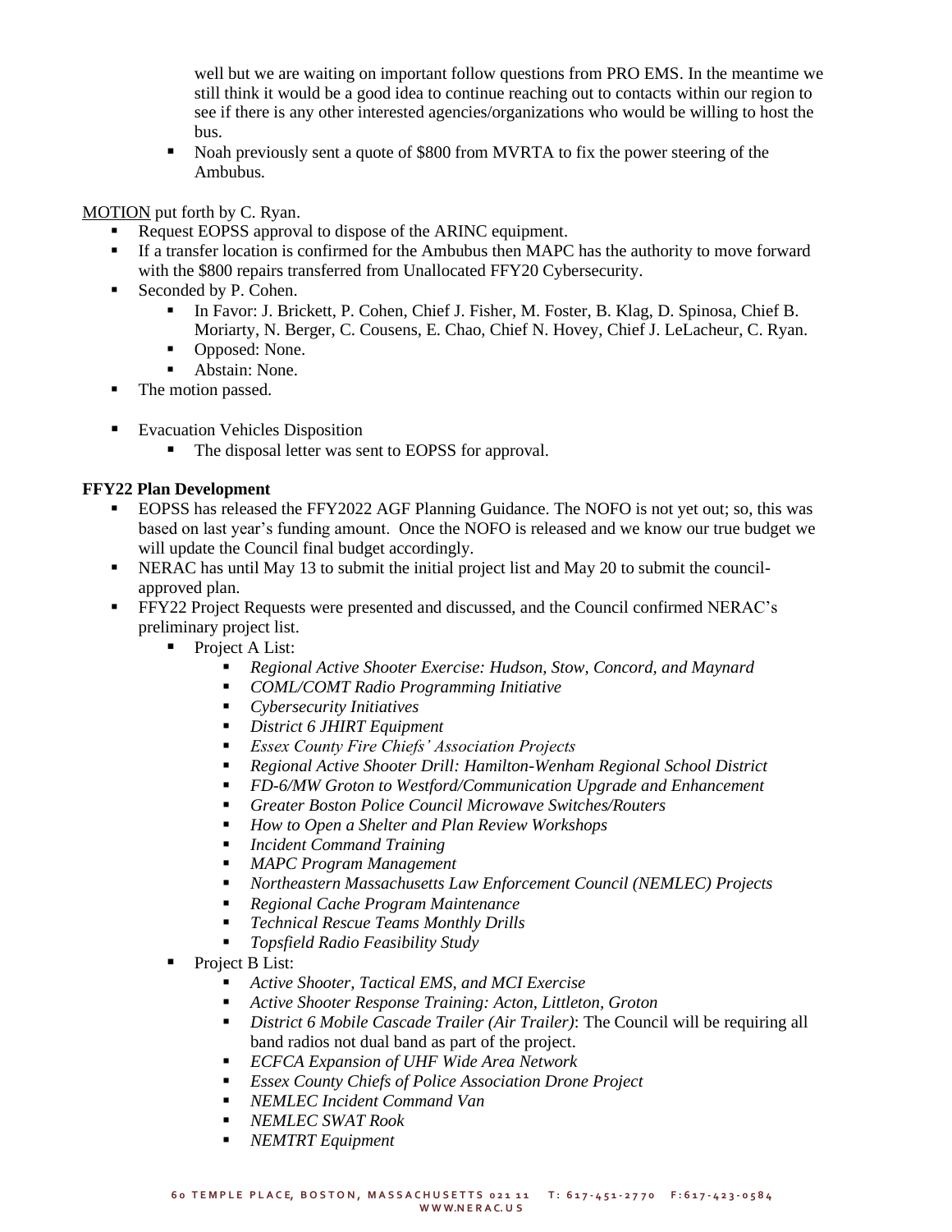well but we are waiting on important follow questions from PRO EMS. In the meantime we still think it would be a good idea to continue reaching out to contacts within our region to see if there is any other interested agencies/organizations who would be willing to host the bus.

- Noah previously sent a quote of $800 from MVRTA to fix the power steering of the Ambubus.

MOTION put forth by C. Ryan.

- Request EOPSS approval to dispose of the ARINC equipment.
- If a transfer location is confirmed for the Ambubus then MAPC has the authority to move forward with the $800 repairs transferred from Unallocated FFY20 Cybersecurity.
- Seconded by P. Cohen.
  - In Favor: J. Brickett, P. Cohen, Chief J. Fisher, M. Foster, B. Klag, D. Spinosa, Chief B. Moriarty, N. Berger, C. Cousens, E. Chao, Chief N. Hovey, Chief J. LeLacheur, C. Ryan.
  - Opposed: None.
  - Abstain: None.
- The motion passed.

- Evacuation Vehicles Disposition
  - The disposal letter was sent to EOPSS for approval.

**FFY22 Plan Development**

- EOPSS has released the FFY2022 AGF Planning Guidance. The NOFO is not yet out; so, this was based on last year's funding amount. Once the NOFO is released and we know our true budget we will update the Council final budget accordingly.
- NERAC has until May 13 to submit the initial project list and May 20 to submit the council-approved plan.
- FFY22 Project Requests were presented and discussed, and the Council confirmed NERAC's preliminary project list.
  - Project A List:
    - *Regional Active Shooter Exercise: Hudson, Stow, Concord, and Maynard*
    - *COML/COMT Radio Programming Initiative*
    - *Cybersecurity Initiatives*
    - *District 6 JHIRT Equipment*
    - *Essex County Fire Chiefs' Association Projects*
    - *Regional Active Shooter Drill: Hamilton-Wenham Regional School District*
    - *FD-6/MW Groton to Westford/Communication Upgrade and Enhancement*
    - *Greater Boston Police Council Microwave Switches/Routers*
    - *How to Open a Shelter and Plan Review Workshops*
    - *Incident Command Training*
    - *MAPC Program Management*
    - *Northeastern Massachusetts Law Enforcement Council (NEMLEC) Projects*
    - *Regional Cache Program Maintenance*
    - *Technical Rescue Teams Monthly Drills*
    - *Topsfield Radio Feasibility Study*
  - Project B List:
    - *Active Shooter, Tactical EMS, and MCI Exercise*
    - *Active Shooter Response Training: Acton, Littleton, Groton*
    - *District 6 Mobile Cascade Trailer (Air Trailer)*: The Council will be requiring all band radios not dual band as part of the project.
    - *ECFCA Expansion of UHF Wide Area Network*
    - *Essex County Chiefs of Police Association Drone Project*
    - *NEMLEC Incident Command Van*
    - *NEMLEC SWAT Rook*
    - *NEMTRT Equipment*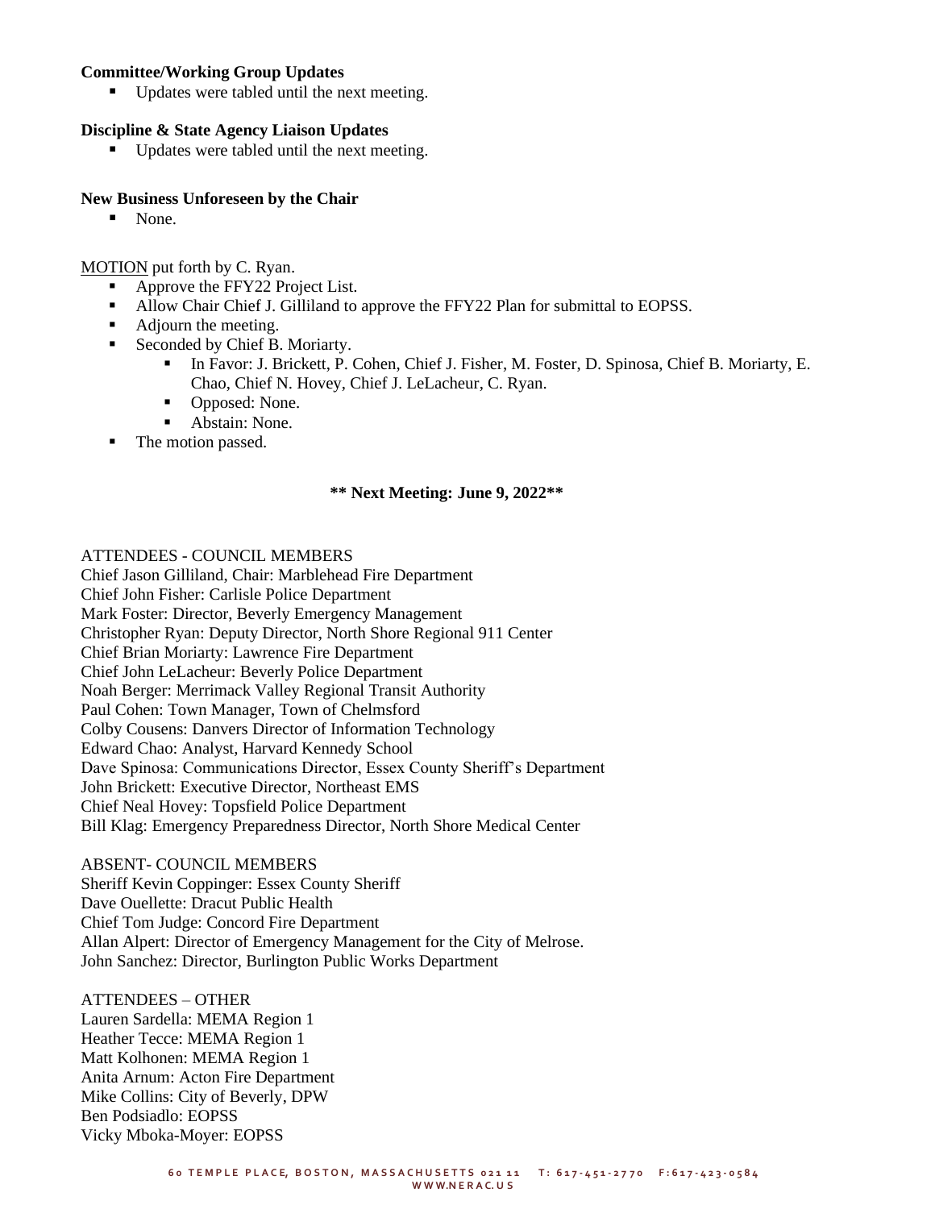**Committee/Working Group Updates**

- Updates were tabled until the next meeting.

**Discipline & State Agency Liaison Updates**

- Updates were tabled until the next meeting.

**New Business Unforeseen by the Chair**

- None.

MOTION put forth by C. Ryan.

- Approve the FFY22 Project List.
- Allow Chair Chief J. Gilliland to approve the FFY22 Plan for submittal to EOPSS.
- Adjourn the meeting.
- Seconded by Chief B. Moriarty.
  - In Favor: J. Brickett, P. Cohen, Chief J. Fisher, M. Foster, D. Spinosa, Chief B. Moriarty, E. Chao, Chief N. Hovey, Chief J. LeLacheur, C. Ryan.
  - Opposed: None.
  - Abstain: None.
- The motion passed.

**** Next Meeting: June 9, 2022****

ATTENDEES - COUNCIL MEMBERS
Chief Jason Gilliland, Chair: Marblehead Fire Department
Chief John Fisher: Carlisle Police Department
Mark Foster: Director, Beverly Emergency Management
Christopher Ryan: Deputy Director, North Shore Regional 911 Center
Chief Brian Moriarty: Lawrence Fire Department
Chief John LeLacheur: Beverly Police Department
Noah Berger: Merrimack Valley Regional Transit Authority
Paul Cohen: Town Manager, Town of Chelmsford
Colby Cousens: Danvers Director of Information Technology
Edward Chao: Analyst, Harvard Kennedy School
Dave Spinosa: Communications Director, Essex County Sheriff's Department
John Brickett: Executive Director, Northeast EMS
Chief Neal Hovey: Topsfield Police Department
Bill Klag: Emergency Preparedness Director, North Shore Medical Center

ABSENT- COUNCIL MEMBERS
Sheriff Kevin Coppinger: Essex County Sheriff
Dave Ouellette: Dracut Public Health
Chief Tom Judge: Concord Fire Department
Allan Alpert: Director of Emergency Management for the City of Melrose.
John Sanchez: Director, Burlington Public Works Department

ATTENDEES – OTHER
Lauren Sardella: MEMA Region 1
Heather Tecce: MEMA Region 1
Matt Kolhonen: MEMA Region 1
Anita Arnum: Acton Fire Department
Mike Collins: City of Beverly, DPW
Ben Podsiadlo: EOPSS
Vicky Mboka-Moyer: EOPSS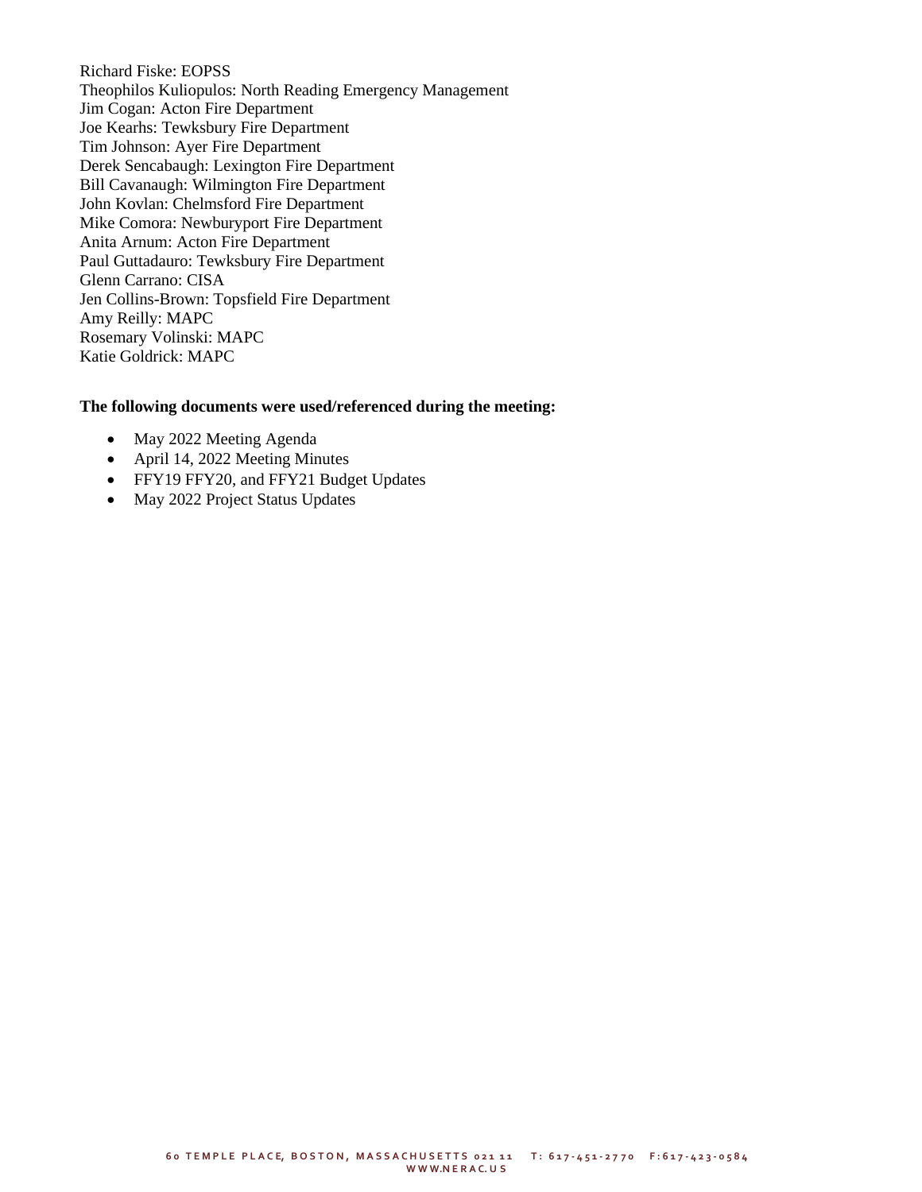Richard Fiske: EOPSS
Theophilos Kuliopulos: North Reading Emergency Management
Jim Cogan: Acton Fire Department
Joe Kearhs: Tewksbury Fire Department
Tim Johnson: Ayer Fire Department
Derek Sencabaugh: Lexington Fire Department
Bill Cavanaugh: Wilmington Fire Department
John Kovlan: Chelmsford Fire Department
Mike Comora: Newburyport Fire Department
Anita Arnum: Acton Fire Department
Paul Guttadauro: Tewksbury Fire Department
Glenn Carrano: CISA
Jen Collins-Brown: Topsfield Fire Department
Amy Reilly: MAPC
Rosemary Volinski: MAPC
Katie Goldrick: MAPC

**The following documents were used/referenced during the meeting:**

- May 2022 Meeting Agenda
- April 14, 2022 Meeting Minutes
- FFY19 FFY20, and FFY21 Budget Updates
- May 2022 Project Status Updates